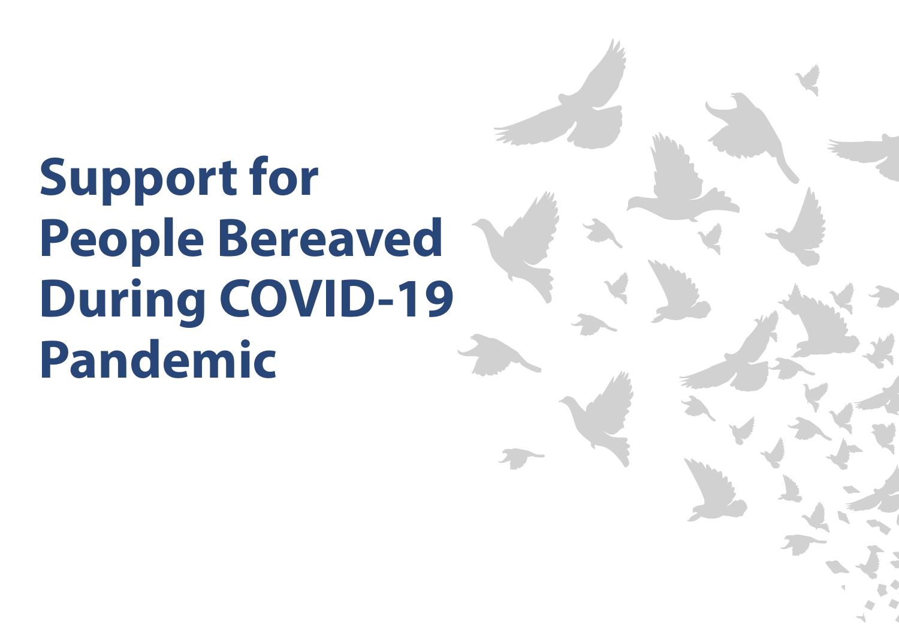# Support for People Bereaved During COVID-19 Pandemic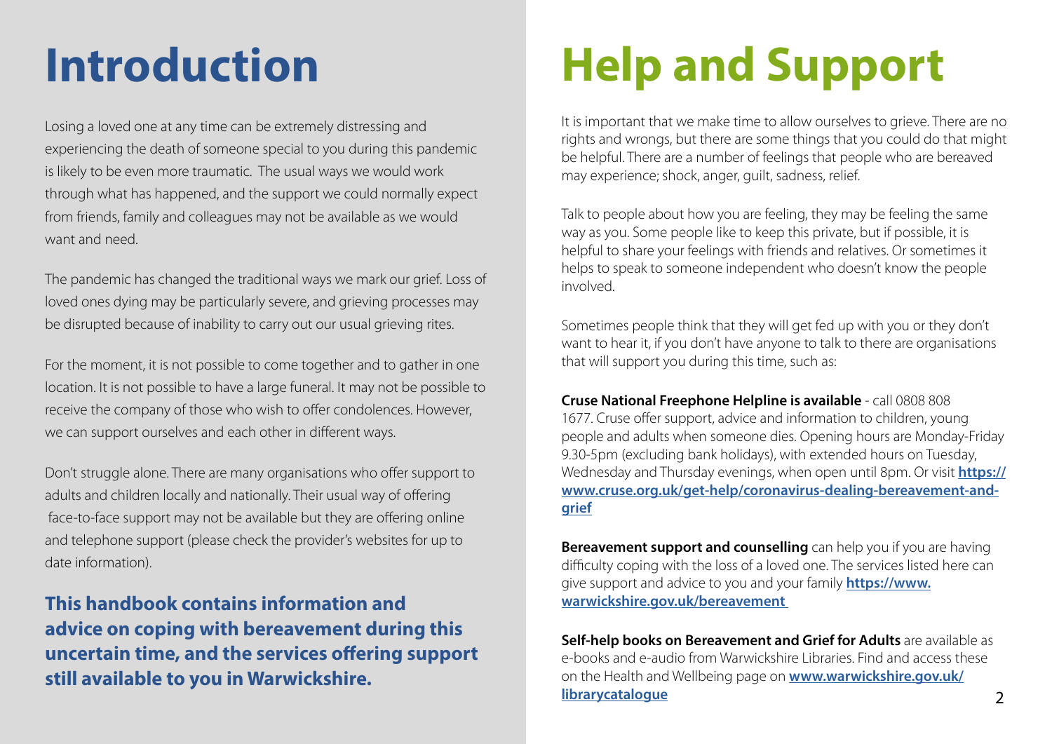# Introduction

Losing a loved one at any time can be extremely distressing and experiencing the death of someone special to you during this pandemic is likely to be even more traumatic. The usual ways we would work through what has happened, and the support we could normally expect from friends, family and colleagues may not be available as we would want and need.

The pandemic has changed the traditional ways we mark our grief. Loss of loved ones dying may be particularly severe, and grieving processes may be disrupted because of inability to carry out our usual grieving rites.

For the moment, it is not possible to come together and to gather in one location. It is not possible to have a large funeral. It may not be possible to receive the company of those who wish to offer condolences. However, we can support ourselves and each other in different ways.

Don't struggle alone. There are many organisations who offer support to adults and children locally and nationally. Their usual way of offering face-to-face support may not be available but they are offering online and telephone support (please check the provider's websites for up to date information).

**This handbook contains information and advice on coping with bereavement during this uncertain time, and the services offering support still available to you in Warwickshire.**

# Help and Support

It is important that we make time to allow ourselves to grieve. There are no rights and wrongs, but there are some things that you could do that might be helpful. There are a number of feelings that people who are bereaved may experience; shock, anger, guilt, sadness, relief.

Talk to people about how you are feeling, they may be feeling the same way as you. Some people like to keep this private, but if possible, it is helpful to share your feelings with friends and relatives. Or sometimes it helps to speak to someone independent who doesn't know the people involved.

Sometimes people think that they will get fed up with you or they don't want to hear it, if you don't have anyone to talk to there are organisations that will support you during this time, such as:

**Cruse National Freephone Helpline is available** - call 0808 808 1677. Cruse offer support, advice and information to children, young people and adults when someone dies. Opening hours are Monday-Friday 9.30-5pm (excluding bank holidays), with extended hours on Tuesday, Wednesday and Thursday evenings, when open until 8pm. Or visit **https://www.cruse.org.uk/get-help/coronavirus-dealing-bereavement-and-grief**

**Bereavement support and counselling** can help you if you are having difficulty coping with the loss of a loved one. The services listed here can give support and advice to you and your family **https://www.warwickshire.gov.uk/bereavement**

**Self-help books on Bereavement and Grief for Adults** are available as e-books and e-audio from Warwickshire Libraries. Find and access these on the Health and Wellbeing page on **www.warwickshire.gov.uk/librarycatalogue**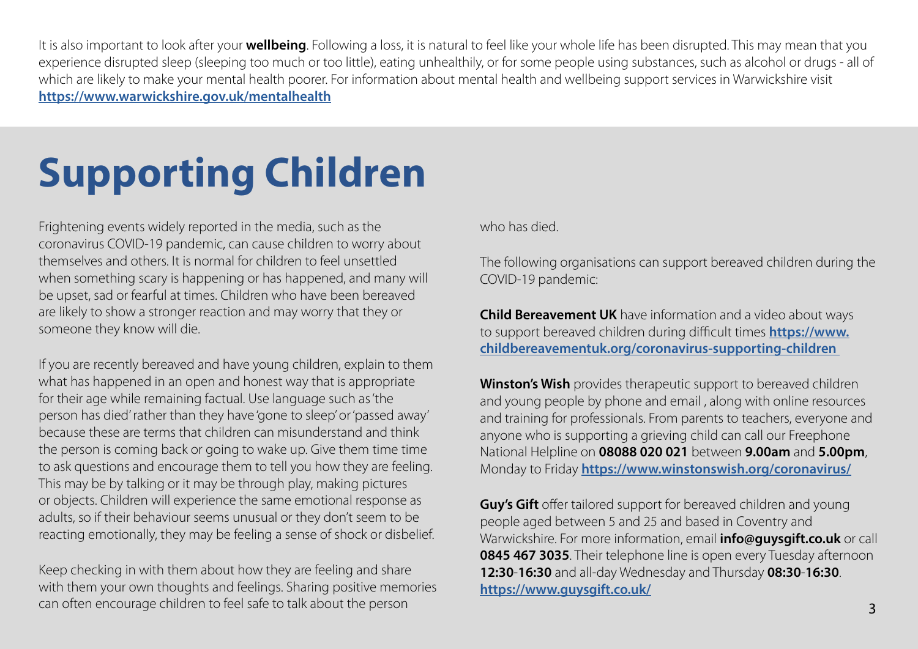It is also important to look after your **wellbeing**. Following a loss, it is natural to feel like your whole life has been disrupted. This may mean that you experience disrupted sleep (sleeping too much or too little), eating unhealthily, or for some people using substances, such as alcohol or drugs - all of which are likely to make your mental health poorer. For information about mental health and wellbeing support services in Warwickshire visit **https://www.warwickshire.gov.uk/mentalhealth**

# Supporting Children

Frightening events widely reported in the media, such as the coronavirus COVID-19 pandemic, can cause children to worry about themselves and others. It is normal for children to feel unsettled when something scary is happening or has happened, and many will be upset, sad or fearful at times. Children who have been bereaved are likely to show a stronger reaction and may worry that they or someone they know will die.

If you are recently bereaved and have young children, explain to them what has happened in an open and honest way that is appropriate for their age while remaining factual. Use language such as 'the person has died' rather than they have 'gone to sleep' or 'passed away' because these are terms that children can misunderstand and think the person is coming back or going to wake up. Give them time time to ask questions and encourage them to tell you how they are feeling. This may be by talking or it may be through play, making pictures or objects. Children will experience the same emotional response as adults, so if their behaviour seems unusual or they don't seem to be reacting emotionally, they may be feeling a sense of shock or disbelief.

Keep checking in with them about how they are feeling and share with them your own thoughts and feelings. Sharing positive memories can often encourage children to feel safe to talk about the person who has died.

The following organisations can support bereaved children during the COVID-19 pandemic:

**Child Bereavement UK** have information and a video about ways to support bereaved children during difficult times **https://www.childbereavementuk.org/coronavirus-supporting-children**

**Winston's Wish** provides therapeutic support to bereaved children and young people by phone and email , along with online resources and training for professionals. From parents to teachers, everyone and anyone who is supporting a grieving child can call our Freephone National Helpline on **08088 020 021** between **9.00am** and **5.00pm**, Monday to Friday **https://www.winstonswish.org/coronavirus/**

**Guy's Gift** offer tailored support for bereaved children and young people aged between 5 and 25 and based in Coventry and Warwickshire. For more information, email **info@guysgift.co.uk** or call **0845 467 3035**. Their telephone line is open every Tuesday afternoon **12:30**-**16:30** and all-day Wednesday and Thursday **08:30**-**16:30**. **https://www.guysgift.co.uk/**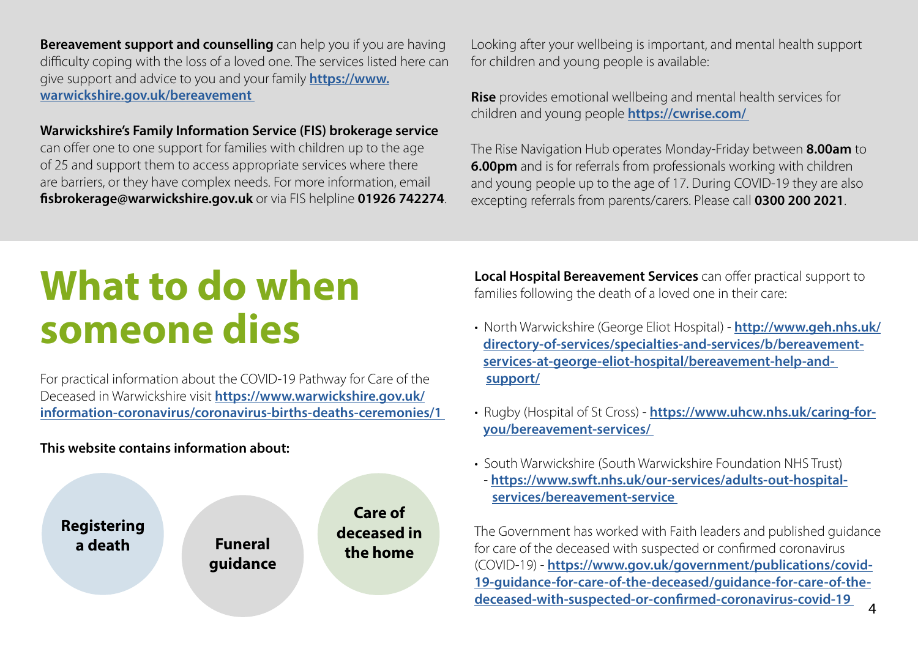**Bereavement support and counselling** can help you if you are having difficulty coping with the loss of a loved one. The services listed here can give support and advice to you and your family **https://www.warwickshire.gov.uk/bereavement**

**Warwickshire's Family Information Service (FIS) brokerage service** can offer one to one support for families with children up to the age of 25 and support them to access appropriate services where there are barriers, or they have complex needs. For more information, email **fisbrokerage@warwickshire.gov.uk** or via FIS helpline **01926 742274**.

Looking after your wellbeing is important, and mental health support for children and young people is available:

**Rise** provides emotional wellbeing and mental health services for children and young people **https://cwrise.com/**

The Rise Navigation Hub operates Monday-Friday between **8.00am** to **6.00pm** and is for referrals from professionals working with children and young people up to the age of 17. During COVID-19 they are also excepting referrals from parents/carers. Please call **0300 200 2021**.

# What to do when someone dies

For practical information about the COVID-19 Pathway for Care of the Deceased in Warwickshire visit **https://www.warwickshire.gov.uk/information-coronavirus/coronavirus-births-deaths-ceremonies/1**

**This website contains information about:**

- **Registering a death**
- **Funeral guidance**
- **Care of deceased in the home**

**Local Hospital Bereavement Services** can offer practical support to families following the death of a loved one in their care:

- North Warwickshire (George Eliot Hospital) - **http://www.geh.nhs.uk/directory-of-services/specialties-and-services/b/bereavement-services-at-george-eliot-hospital/bereavement-help-and-support/**
- Rugby (Hospital of St Cross) - **https://www.uhcw.nhs.uk/caring-for-you/bereavement-services/**
- South Warwickshire (South Warwickshire Foundation NHS Trust) - **https://www.swft.nhs.uk/our-services/adults-out-hospital-services/bereavement-service**

The Government has worked with Faith leaders and published guidance for care of the deceased with suspected or confirmed coronavirus (COVID-19) - **https://www.gov.uk/government/publications/covid-19-guidance-for-care-of-the-deceased/guidance-for-care-of-the-deceased-with-suspected-or-confirmed-coronavirus-covid-19**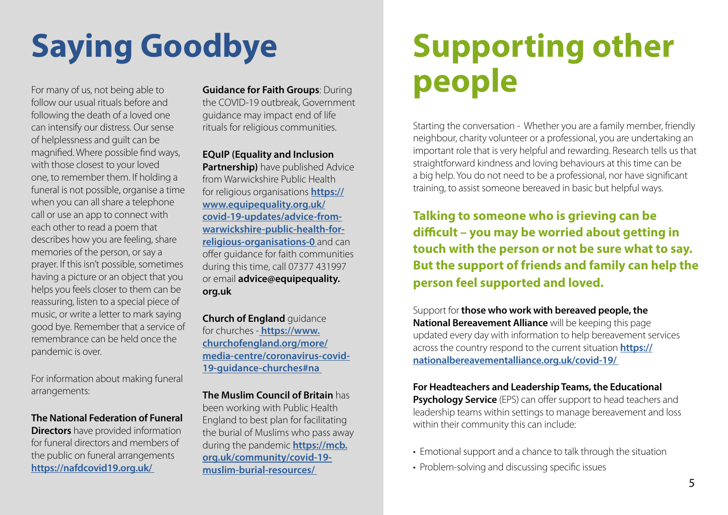# Saying Goodbye

For many of us, not being able to follow our usual rituals before and following the death of a loved one can intensify our distress. Our sense of helplessness and guilt can be magnified. Where possible find ways, with those closest to your loved one, to remember them. If holding a funeral is not possible, organise a time when you can all share a telephone call or use an app to connect with each other to read a poem that describes how you are feeling, share memories of the person, or say a prayer. If this isn't possible, sometimes having a picture or an object that you helps you feels closer to them can be reassuring, listen to a special piece of music, or write a letter to mark saying good bye. Remember that a service of remembrance can be held once the pandemic is over.

For information about making funeral arrangements:

**The National Federation of Funeral Directors** have provided information for funeral directors and members of the public on funeral arrangements **https://nafdcovid19.org.uk/**

**Guidance for Faith Groups**: During the COVID-19 outbreak, Government guidance may impact end of life rituals for religious communities.

**EQuIP (Equality and Inclusion Partnership)** have published Advice from Warwickshire Public Health for religious organisations **https://www.equipequality.org.uk/covid-19-updates/advice-from-warwickshire-public-health-for-religious-organisations-0** and can offer guidance for faith communities during this time, call 07377 431997 or email **advice@equipequality.org.uk**

**Church of England** guidance for churches - **https://www.churchofengland.org/more/media-centre/coronavirus-covid-19-guidance-churches#na**

**The Muslim Council of Britain** has been working with Public Health England to best plan for facilitating the burial of Muslims who pass away during the pandemic **https://mcb.org.uk/community/covid-19-muslim-burial-resources/**

# Supporting other people

Starting the conversation - Whether you are a family member, friendly neighbour, charity volunteer or a professional, you are undertaking an important role that is very helpful and rewarding. Research tells us that straightforward kindness and loving behaviours at this time can be a big help. You do not need to be a professional, nor have significant training, to assist someone bereaved in basic but helpful ways.

**Talking to someone who is grieving can be difficult – you may be worried about getting in touch with the person or not be sure what to say. But the support of friends and family can help the person feel supported and loved.**

Support for **those who work with bereaved people, the National Bereavement Alliance** will be keeping this page updated every day with information to help bereavement services across the country respond to the current situation **https://nationalbereavementalliance.org.uk/covid-19/**

**For Headteachers and Leadership Teams, the Educational Psychology Service** (EPS) can offer support to head teachers and leadership teams within settings to manage bereavement and loss within their community this can include:

- Emotional support and a chance to talk through the situation
- Problem-solving and discussing specific issues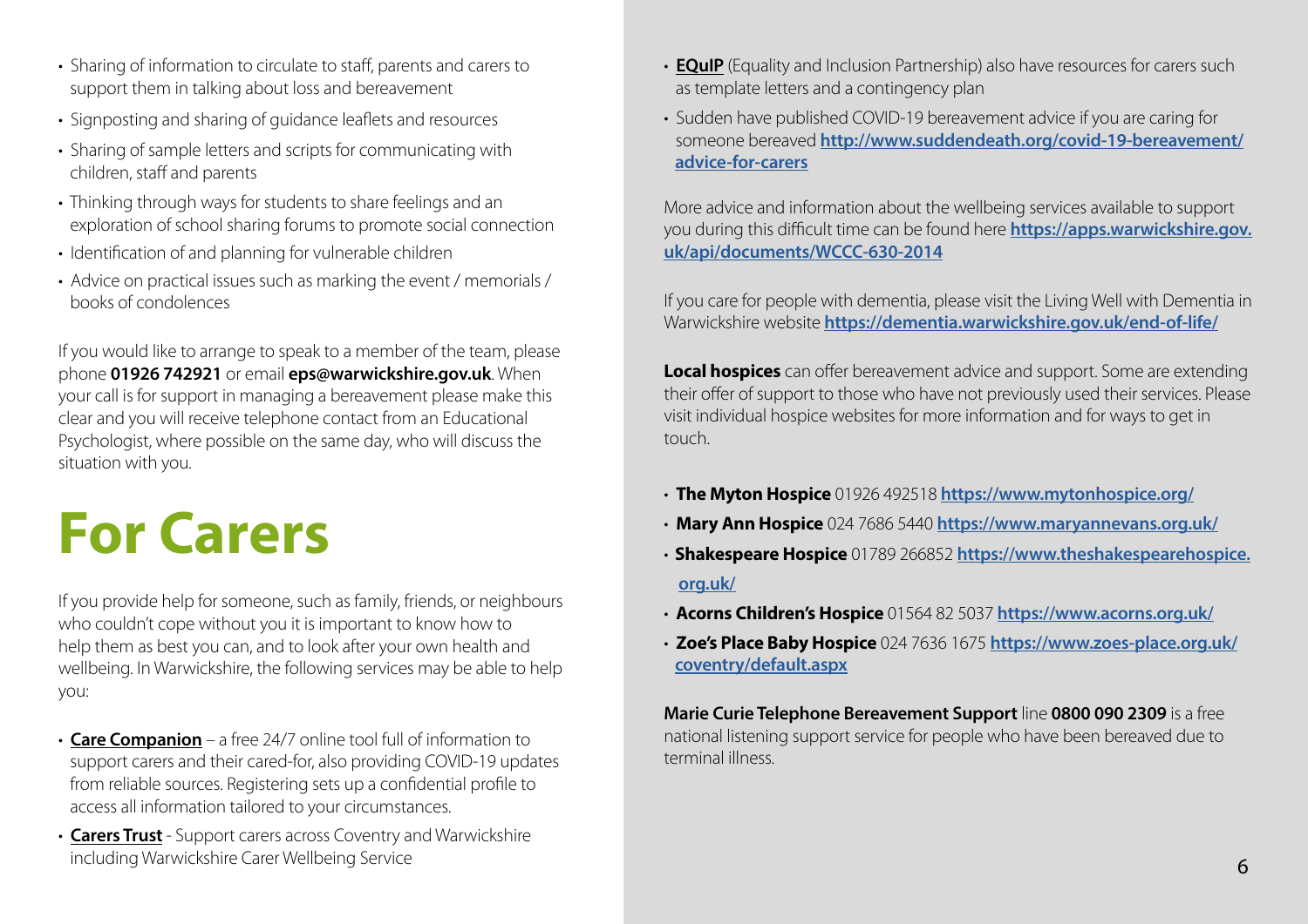- Sharing of information to circulate to staff, parents and carers to support them in talking about loss and bereavement
- Signposting and sharing of guidance leaflets and resources
- Sharing of sample letters and scripts for communicating with children, staff and parents
- Thinking through ways for students to share feelings and an exploration of school sharing forums to promote social connection
- Identification of and planning for vulnerable children
- Advice on practical issues such as marking the event / memorials / books of condolences

If you would like to arrange to speak to a member of the team, please phone **01926 742921** or email **eps@warwickshire.gov.uk**. When your call is for support in managing a bereavement please make this clear and you will receive telephone contact from an Educational Psychologist, where possible on the same day, who will discuss the situation with you.

# For Carers

If you provide help for someone, such as family, friends, or neighbours who couldn't cope without you it is important to know how to help them as best you can, and to look after your own health and wellbeing. In Warwickshire, the following services may be able to help you:

- **Care Companion** – a free 24/7 online tool full of information to support carers and their cared-for, also providing COVID-19 updates from reliable sources. Registering sets up a confidential profile to access all information tailored to your circumstances.
- **Carers Trust** - Support carers across Coventry and Warwickshire including Warwickshire Carer Wellbeing Service
- **EQuIP** (Equality and Inclusion Partnership) also have resources for carers such as template letters and a contingency plan
- Sudden have published COVID-19 bereavement advice if you are caring for someone bereaved **http://www.suddendeath.org/covid-19-bereavement/advice-for-carers**

More advice and information about the wellbeing services available to support you during this difficult time can be found here **https://apps.warwickshire.gov.uk/api/documents/WCCC-630-2014**

If you care for people with dementia, please visit the Living Well with Dementia in Warwickshire website **https://dementia.warwickshire.gov.uk/end-of-life/**

**Local hospices** can offer bereavement advice and support. Some are extending their offer of support to those who have not previously used their services. Please visit individual hospice websites for more information and for ways to get in touch.

- **The Myton Hospice** 01926 492518 **https://www.mytonhospice.org/**
- **Mary Ann Hospice** 024 7686 5440 **https://www.maryannevans.org.uk/**
- **Shakespeare Hospice** 01789 266852 **https://www.theshakespearehospice.org.uk/**
- **Acorns Children's Hospice** 01564 82 5037 **https://www.acorns.org.uk/**
- **Zoe's Place Baby Hospice** 024 7636 1675 **https://www.zoes-place.org.uk/coventry/default.aspx**

**Marie Curie Telephone Bereavement Support** line **0800 090 2309** is a free national listening support service for people who have been bereaved due to terminal illness.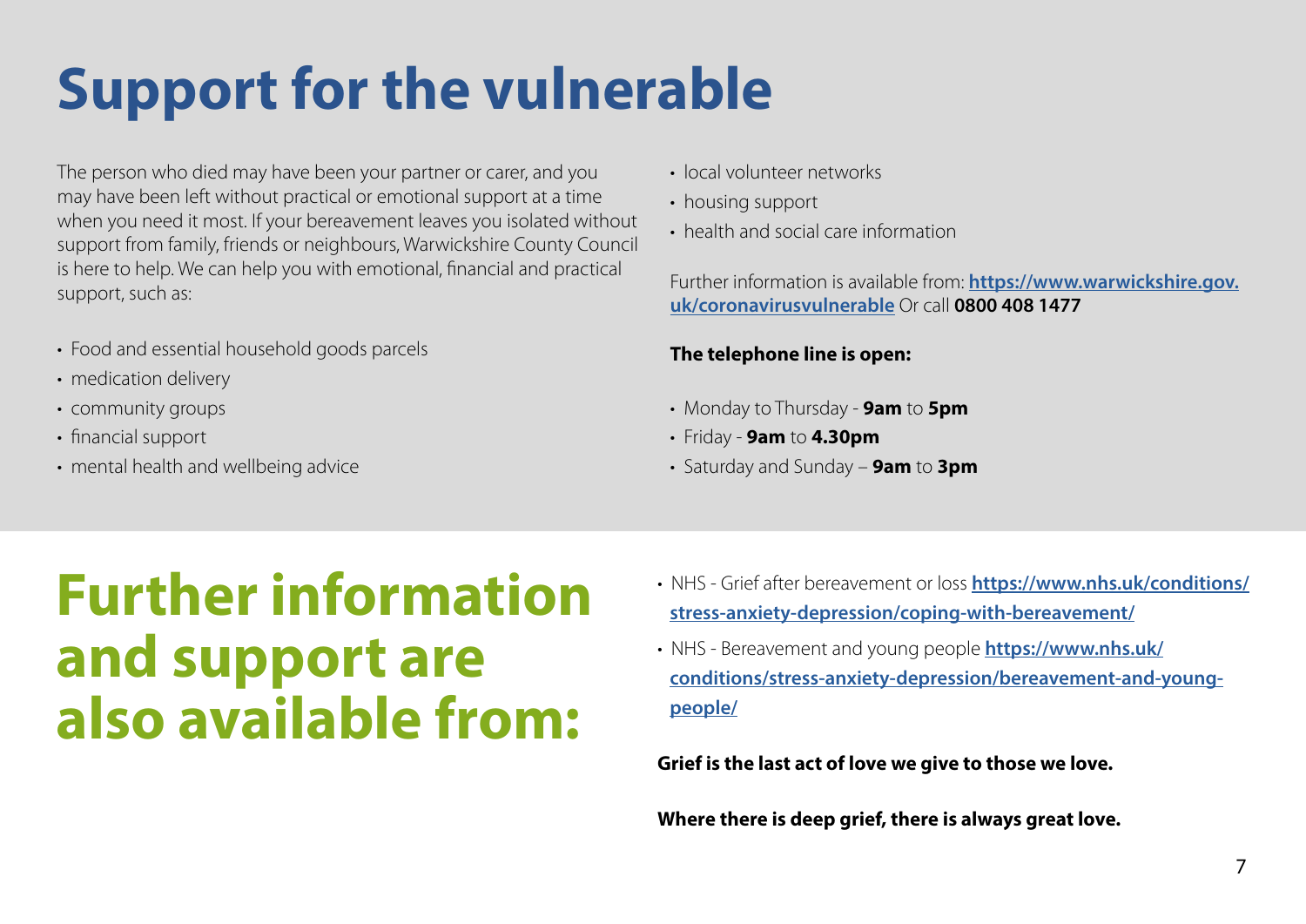# Support for the vulnerable

The person who died may have been your partner or carer, and you may have been left without practical or emotional support at a time when you need it most. If your bereavement leaves you isolated without support from family, friends or neighbours, Warwickshire County Council is here to help. We can help you with emotional, financial and practical support, such as:

- Food and essential household goods parcels
- medication delivery
- community groups
- financial support
- mental health and wellbeing advice
- local volunteer networks
- housing support
- health and social care information

Further information is available from: **https://www.warwickshire.gov.uk/coronavirusvulnerable** Or call **0800 408 1477**

**The telephone line is open:**

- Monday to Thursday - **9am** to **5pm**
- Friday - **9am** to **4.30pm**
- Saturday and Sunday – **9am** to **3pm**

# Further information and support are also available from:

- NHS - Grief after bereavement or loss **https://www.nhs.uk/conditions/stress-anxiety-depression/coping-with-bereavement/**
- NHS - Bereavement and young people **https://www.nhs.uk/conditions/stress-anxiety-depression/bereavement-and-young-people/**

**Grief is the last act of love we give to those we love.**

**Where there is deep grief, there is always great love.**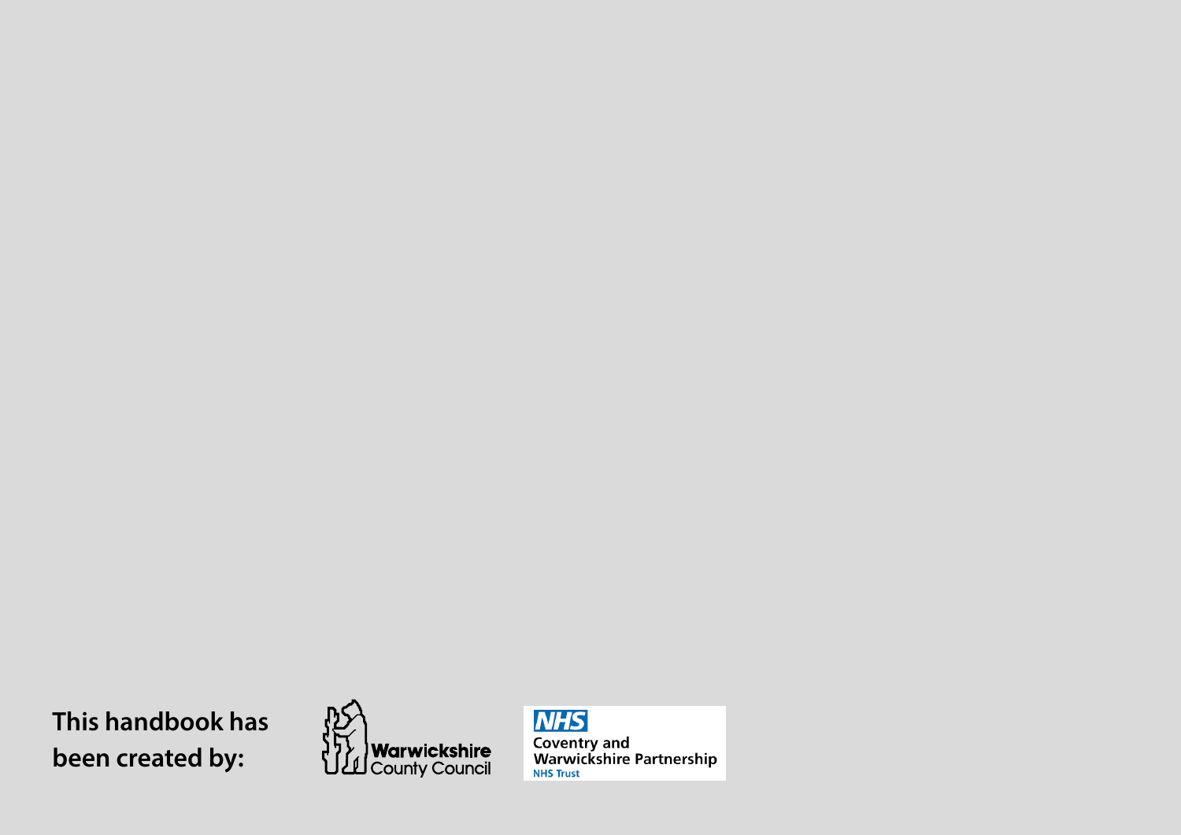**This handbook has been created by:**

Warwickshire County Council

NHS

Coventry and Warwickshire Partnership

NHS Trust